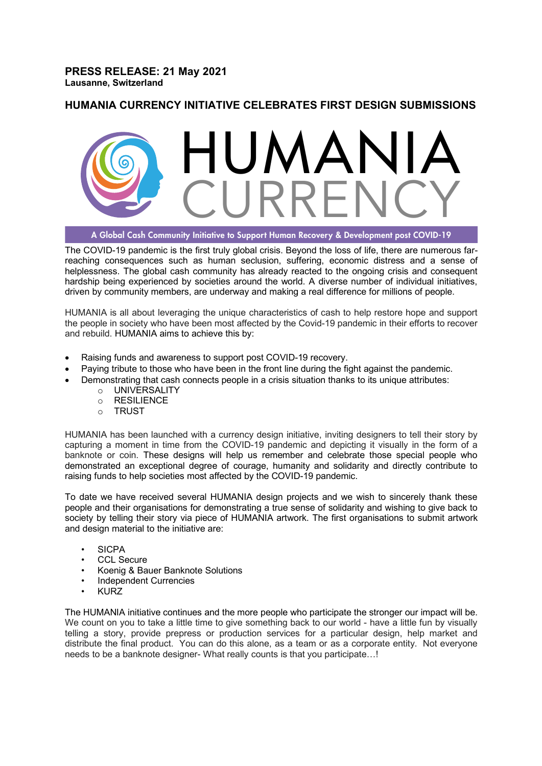**PRESS RELEASE: 21 May 2021**
**Lausanne, Switzerland**

# HUMANIA CURRENCY INITIATIVE CELEBRATES FIRST DESIGN SUBMISSIONS

HUMANIA CURRENCY

A Global Cash Community Initiative to Support Human Recovery & Development post COVID-19

The COVID-19 pandemic is the first truly global crisis. Beyond the loss of life, there are numerous far-reaching consequences such as human seclusion, suffering, economic distress and a sense of helplessness. The global cash community has already reacted to the ongoing crisis and consequent hardship being experienced by societies around the world. A diverse number of individual initiatives, driven by community members, are underway and making a real difference for millions of people.

HUMANIA is all about leveraging the unique characteristics of cash to help restore hope and support the people in society who have been most affected by the Covid-19 pandemic in their efforts to recover and rebuild. HUMANIA aims to achieve this by:

- Raising funds and awareness to support post COVID-19 recovery.
- Paying tribute to those who have been in the front line during the fight against the pandemic.
- Demonstrating that cash connects people in a crisis situation thanks to its unique attributes:
  - UNIVERSALITY
  - RESILIENCE
  - TRUST

HUMANIA has been launched with a currency design initiative, inviting designers to tell their story by capturing a moment in time from the COVID-19 pandemic and depicting it visually in the form of a banknote or coin. These designs will help us remember and celebrate those special people who demonstrated an exceptional degree of courage, humanity and solidarity and directly contribute to raising funds to help societies most affected by the COVID-19 pandemic.

To date we have received several HUMANIA design projects and we wish to sincerely thank these people and their organisations for demonstrating a true sense of solidarity and wishing to give back to society by telling their story via piece of HUMANIA artwork. The first organisations to submit artwork and design material to the initiative are:

- SICPA
- CCL Secure
- Koenig & Bauer Banknote Solutions
- Independent Currencies
- KURZ

The HUMANIA initiative continues and the more people who participate the stronger our impact will be. We count on you to take a little time to give something back to our world - have a little fun by visually telling a story, provide prepress or production services for a particular design, help market and distribute the final product. You can do this alone, as a team or as a corporate entity. Not everyone needs to be a banknote designer- What really counts is that you participate…!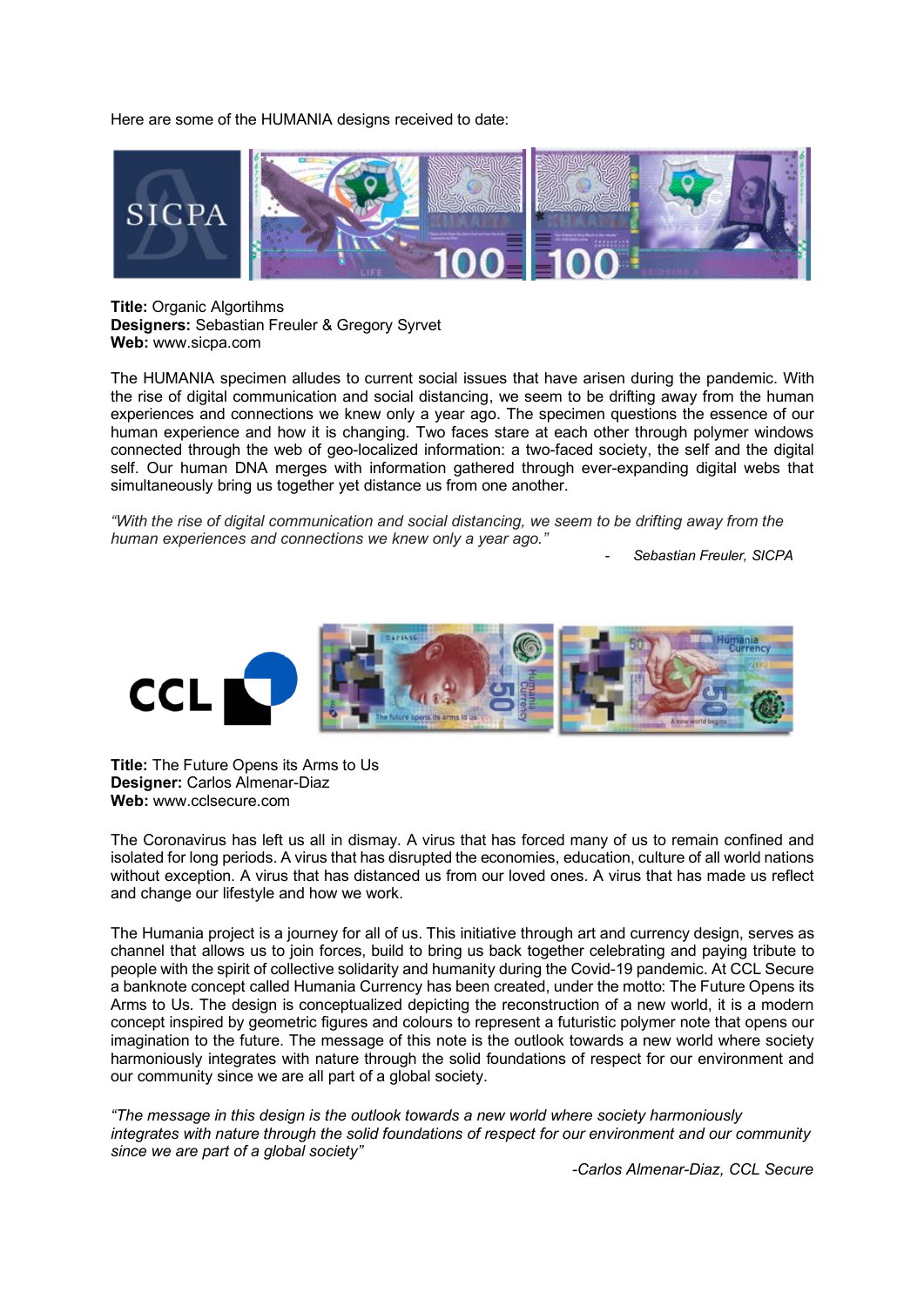Here are some of the HUMANIA designs received to date:

**Title:** Organic Algortihms
**Designers:** Sebastian Freuler & Gregory Syrvet
**Web:** www.sicpa.com

The HUMANIA specimen alludes to current social issues that have arisen during the pandemic. With the rise of digital communication and social distancing, we seem to be drifting away from the human experiences and connections we knew only a year ago. The specimen questions the essence of our human experience and how it is changing. Two faces stare at each other through polymer windows connected through the web of geo-localized information: a two-faced society, the self and the digital self. Our human DNA merges with information gathered through ever-expanding digital webs that simultaneously bring us together yet distance us from one another.

*"With the rise of digital communication and social distancing, we seem to be drifting away from the human experiences and connections we knew only a year ago."*

*- Sebastian Freuler, SICPA*

**Title:** The Future Opens its Arms to Us
**Designer:** Carlos Almenar-Diaz
**Web:** www.cclsecure.com

The Coronavirus has left us all in dismay. A virus that has forced many of us to remain confined and isolated for long periods. A virus that has disrupted the economies, education, culture of all world nations without exception. A virus that has distanced us from our loved ones. A virus that has made us reflect and change our lifestyle and how we work.

The Humania project is a journey for all of us. This initiative through art and currency design, serves as channel that allows us to join forces, build to bring us back together celebrating and paying tribute to people with the spirit of collective solidarity and humanity during the Covid-19 pandemic. At CCL Secure a banknote concept called Humania Currency has been created, under the motto: The Future Opens its Arms to Us. The design is conceptualized depicting the reconstruction of a new world, it is a modern concept inspired by geometric figures and colours to represent a futuristic polymer note that opens our imagination to the future. The message of this note is the outlook towards a new world where society harmoniously integrates with nature through the solid foundations of respect for our environment and our community since we are all part of a global society.

*"The message in this design is the outlook towards a new world where society harmoniously integrates with nature through the solid foundations of respect for our environment and our community since we are part of a global society"*

*-Carlos Almenar-Diaz, CCL Secure*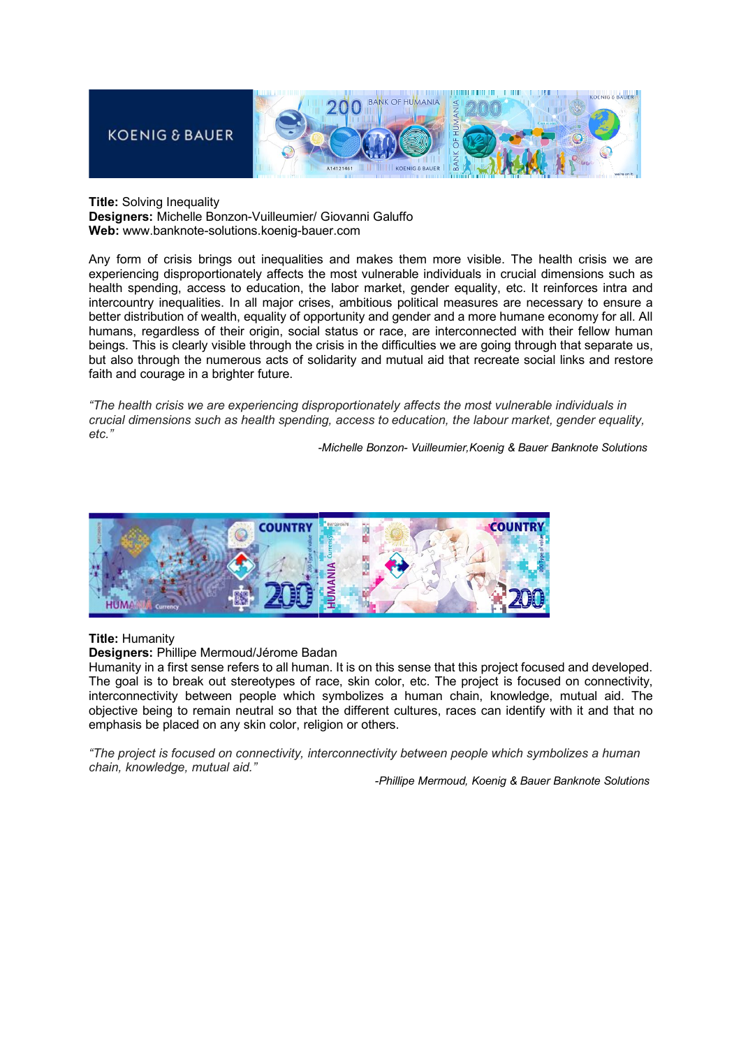**Title:** Solving Inequality
**Designers:** Michelle Bonzon-Vuilleumier/ Giovanni Galuffo
**Web:** www.banknote-solutions.koenig-bauer.com

Any form of crisis brings out inequalities and makes them more visible. The health crisis we are experiencing disproportionately affects the most vulnerable individuals in crucial dimensions such as health spending, access to education, the labor market, gender equality, etc. It reinforces intra and intercountry inequalities. In all major crises, ambitious political measures are necessary to ensure a better distribution of wealth, equality of opportunity and gender and a more humane economy for all. All humans, regardless of their origin, social status or race, are interconnected with their fellow human beings. This is clearly visible through the crisis in the difficulties we are going through that separate us, but also through the numerous acts of solidarity and mutual aid that recreate social links and restore faith and courage in a brighter future.

*"The health crisis we are experiencing disproportionately affects the most vulnerable individuals in crucial dimensions such as health spending, access to education, the labour market, gender equality, etc."*

*-Michelle Bonzon- Vuilleumier,Koenig & Bauer Banknote Solutions*

**Title:** Humanity
**Designers:** Phillipe Mermoud/Jérome Badan

Humanity in a first sense refers to all human. It is on this sense that this project focused and developed. The goal is to break out stereotypes of race, skin color, etc. The project is focused on connectivity, interconnectivity between people which symbolizes a human chain, knowledge, mutual aid. The objective being to remain neutral so that the different cultures, races can identify with it and that no emphasis be placed on any skin color, religion or others.

*"The project is focused on connectivity, interconnectivity between people which symbolizes a human chain, knowledge, mutual aid."*

*-Phillipe Mermoud, Koenig & Bauer Banknote Solutions*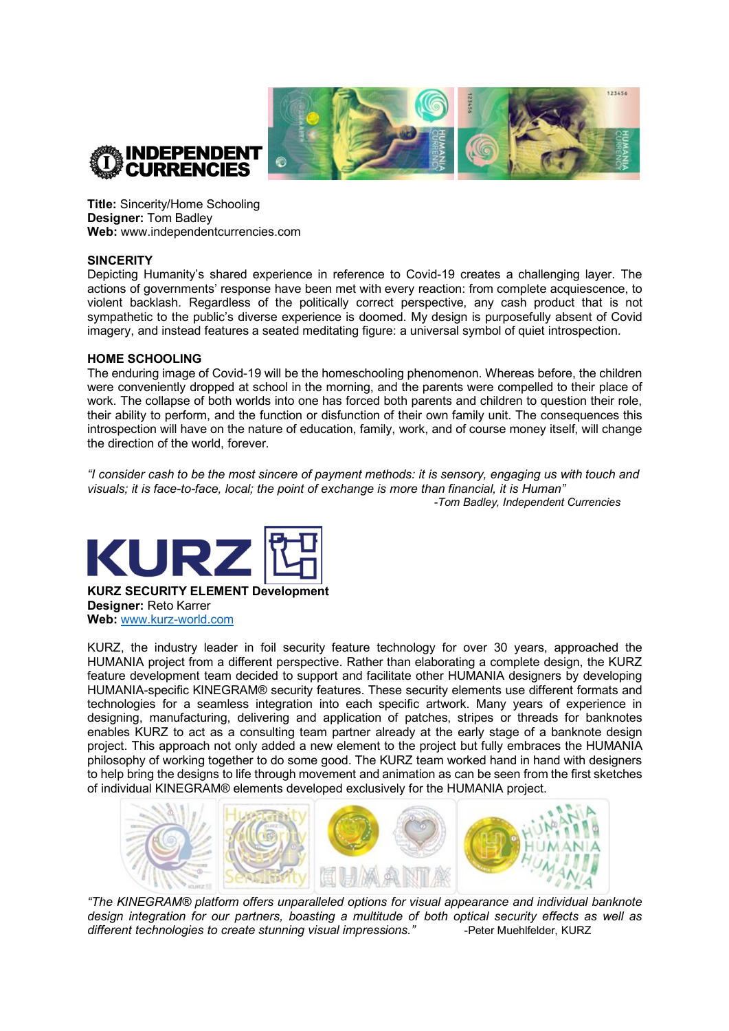**INDEPENDENT CURRENCIES**

**Title:** Sincerity/Home Schooling
**Designer:** Tom Badley
**Web:** www.independentcurrencies.com

### SINCERITY

Depicting Humanity's shared experience in reference to Covid-19 creates a challenging layer. The actions of governments' response have been met with every reaction: from complete acquiescence, to violent backlash. Regardless of the politically correct perspective, any cash product that is not sympathetic to the public's diverse experience is doomed. My design is purposefully absent of Covid imagery, and instead features a seated meditating figure: a universal symbol of quiet introspection.

### HOME SCHOOLING

The enduring image of Covid-19 will be the homeschooling phenomenon. Whereas before, the children were conveniently dropped at school in the morning, and the parents were compelled to their place of work. The collapse of both worlds into one has forced both parents and children to question their role, their ability to perform, and the function or disfunction of their own family unit. The consequences this introspection will have on the nature of education, family, work, and of course money itself, will change the direction of the world, forever.

*"I consider cash to be the most sincere of payment methods: it is sensory, engaging us with touch and visuals; it is face-to-face, local; the point of exchange is more than financial, it is Human"*

-*Tom Badley, Independent Currencies*

**KURZ**

**KURZ SECURITY ELEMENT Development**
**Designer:** Reto Karrer
**Web:** [www.kurz-world.com](www.kurz-world.com)

KURZ, the industry leader in foil security feature technology for over 30 years, approached the HUMANIA project from a different perspective. Rather than elaborating a complete design, the KURZ feature development team decided to support and facilitate other HUMANIA designers by developing HUMANIA-specific KINEGRAM® security features. These security elements use different formats and technologies for a seamless integration into each specific artwork. Many years of experience in designing, manufacturing, delivering and application of patches, stripes or threads for banknotes enables KURZ to act as a consulting team partner already at the early stage of a banknote design project. This approach not only added a new element to the project but fully embraces the HUMANIA philosophy of working together to do some good. The KURZ team worked hand in hand with designers to help bring the designs to life through movement and animation as can be seen from the first sketches of individual KINEGRAM® elements developed exclusively for the HUMANIA project.

*"The KINEGRAM® platform offers unparalleled options for visual appearance and individual banknote design integration for our partners, boasting a multitude of both optical security effects as well as different technologies to create stunning visual impressions."* -Peter Muehlfelder, KURZ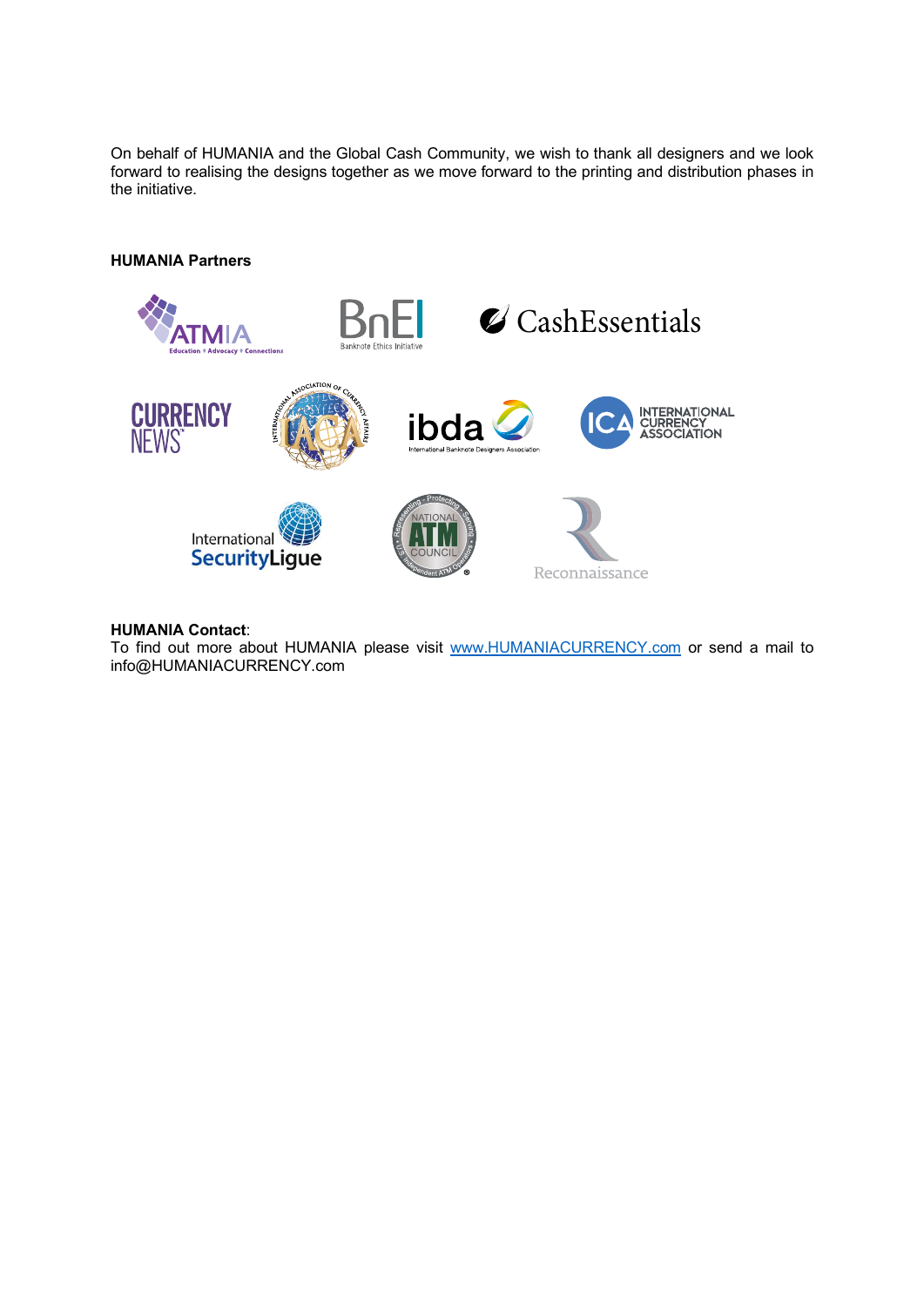On behalf of HUMANIA and the Global Cash Community, we wish to thank all designers and we look forward to realising the designs together as we move forward to the printing and distribution phases in the initiative.

**HUMANIA Partners**

**HUMANIA Contact**:
To find out more about HUMANIA please visit www.HUMANIACURRENCY.com or send a mail to info@HUMANIACURRENCY.com